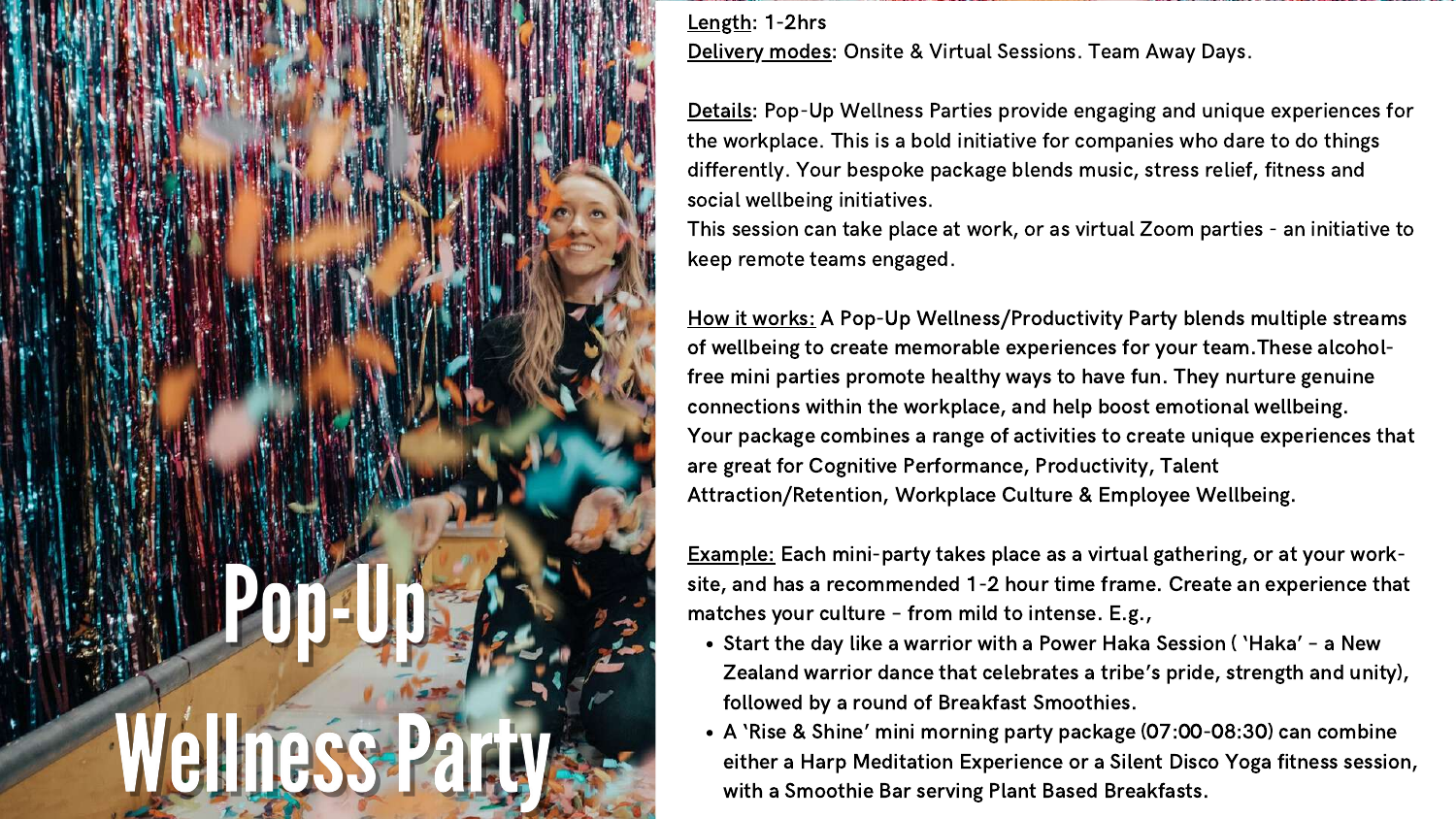# Pop-Up Wellness Party

**Length**: 1-2hrs

**Delivery modes**: Onsite & Virtual Sessions. Team Away Days.

**Details**: Pop-Up Wellness Parties provide engaging and unique experiences for the workplace. This is a bold initiative for companies who dare to do things differently. Your bespoke package blends music, stress relief, fitness and social wellbeing initiatives.
This session can take place at work, or as virtual Zoom parties - an initiative to keep remote teams engaged.

**How it works:** A Pop-Up Wellness/Productivity Party blends multiple streams of wellbeing to create memorable experiences for your team.These alcohol-free mini parties promote healthy ways to have fun. They nurture genuine connections within the workplace, and help boost emotional wellbeing.
Your package combines a range of activities to create unique experiences that are great for Cognitive Performance, Productivity, Talent Attraction/Retention, Workplace Culture & Employee Wellbeing.

**Example:** Each mini-party takes place as a virtual gathering, or at your work-site, and has a recommended 1-2 hour time frame. Create an experience that matches your culture - from mild to intense. E.g.,

- Start the day like a warrior with a Power Haka Session ( 'Haka' - a New Zealand warrior dance that celebrates a tribe's pride, strength and unity), followed by a round of Breakfast Smoothies.
- A 'Rise & Shine' mini morning party package (07:00-08:30) can combine either a Harp Meditation Experience or a Silent Disco Yoga fitness session, with a Smoothie Bar serving Plant Based Breakfasts.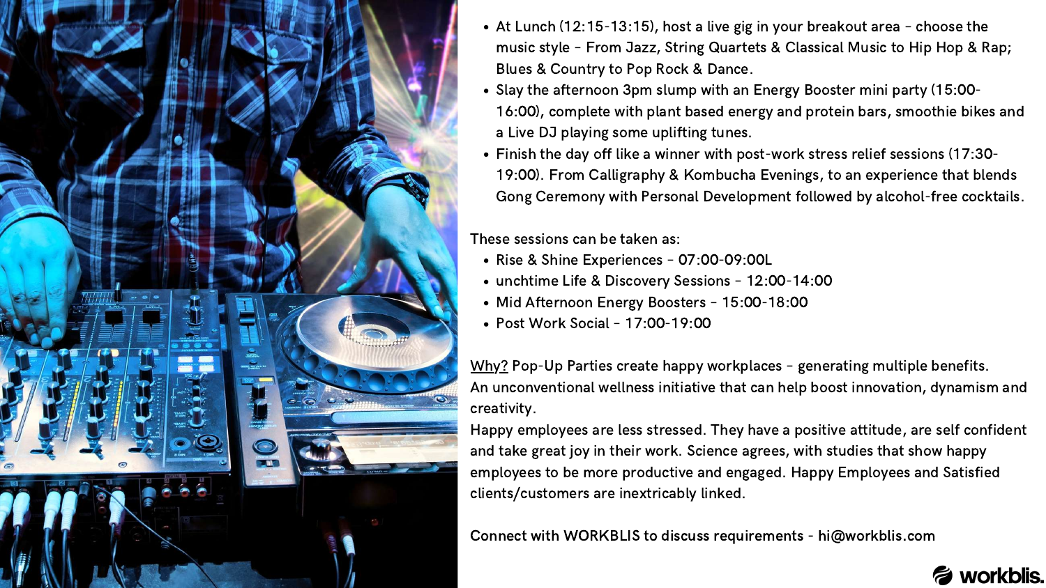- At Lunch (12:15-13:15), host a live gig in your breakout area – choose the music style – From Jazz, String Quartets & Classical Music to Hip Hop & Rap; Blues & Country to Pop Rock & Dance.
- Slay the afternoon 3pm slump with an Energy Booster mini party (15:00-16:00), complete with plant based energy and protein bars, smoothie bikes and a Live DJ playing some uplifting tunes.
- Finish the day off like a winner with post-work stress relief sessions (17:30-19:00). From Calligraphy & Kombucha Evenings, to an experience that blends Gong Ceremony with Personal Development followed by alcohol-free cocktails.

These sessions can be taken as:

- Rise & Shine Experiences – 07:00-09:00L
- unchtime Life & Discovery Sessions – 12:00-14:00
- Mid Afternoon Energy Boosters – 15:00-18:00
- Post Work Social – 17:00-19:00

Why? Pop-Up Parties create happy workplaces – generating multiple benefits.
An unconventional wellness initiative that can help boost innovation, dynamism and creativity.
Happy employees are less stressed. They have a positive attitude, are self confident and take great joy in their work. Science agrees, with studies that show happy employees to be more productive and engaged. Happy Employees and Satisfied clients/customers are inextricably linked.

Connect with WORKBLIS to discuss requirements - hi@workblis.com